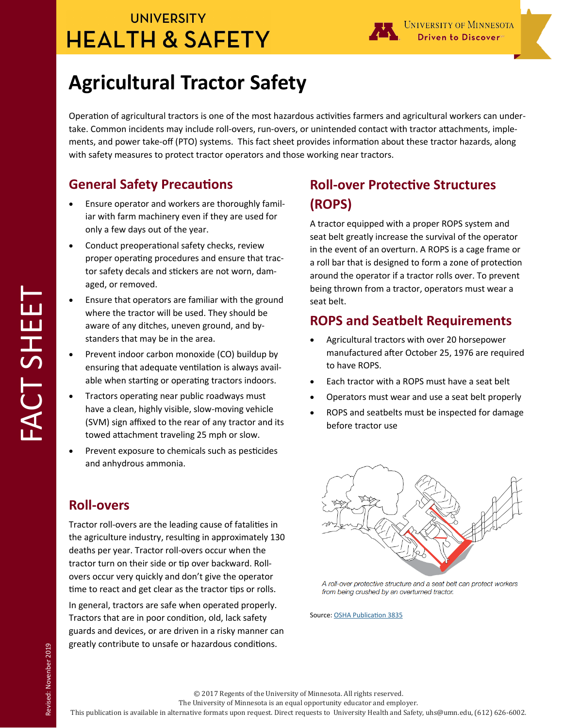UNIVERSITY HEALTH & SAFETY

University of Minnesota — Driven to Discover

FACT SHEET

# Agricultural Tractor Safety

Operation of agricultural tractors is one of the most hazardous activities farmers and agricultural workers can undertake. Common incidents may include roll-overs, run-overs, or unintended contact with tractor attachments, implements, and power take-off (PTO) systems. This fact sheet provides information about these tractor hazards, along with safety measures to protect tractor operators and those working near tractors.

## General Safety Precautions

- Ensure operator and workers are thoroughly familiar with farm machinery even if they are used for only a few days out of the year.
- Conduct preoperational safety checks, review proper operating procedures and ensure that tractor safety decals and stickers are not worn, damaged, or removed.
- Ensure that operators are familiar with the ground where the tractor will be used. They should be aware of any ditches, uneven ground, and bystanders that may be in the area.
- Prevent indoor carbon monoxide (CO) buildup by ensuring that adequate ventilation is always available when starting or operating tractors indoors.
- Tractors operating near public roadways must have a clean, highly visible, slow-moving vehicle (SVM) sign affixed to the rear of any tractor and its towed attachment traveling 25 mph or slow.
- Prevent exposure to chemicals such as pesticides and anhydrous ammonia.

## Roll-overs

Tractor roll-overs are the leading cause of fatalities in the agriculture industry, resulting in approximately 130 deaths per year. Tractor roll-overs occur when the tractor turn on their side or tip over backward. Roll-overs occur very quickly and don't give the operator time to react and get clear as the tractor tips or rolls.

In general, tractors are safe when operated properly. Tractors that are in poor condition, old, lack safety guards and devices, or are driven in a risky manner can greatly contribute to unsafe or hazardous conditions.

## Roll-over Protective Structures (ROPS)

A tractor equipped with a proper ROPS system and seat belt greatly increase the survival of the operator in the event of an overturn. A ROPS is a cage frame or a roll bar that is designed to form a zone of protection around the operator if a tractor rolls over. To prevent being thrown from a tractor, operators must wear a seat belt.

## ROPS and Seatbelt Requirements

- Agricultural tractors with over 20 horsepower manufactured after October 25, 1976 are required to have ROPS.
- Each tractor with a ROPS must have a seat belt
- Operators must wear and use a seat belt properly
- ROPS and seatbelts must be inspected for damage before tractor use

*A roll-over protective structure and a seat belt can protect workers from being crushed by an overturned tractor.*

Source: OSHA Publication 3835

© 2017 Regents of the University of Minnesota. All rights reserved.
The University of Minnesota is an equal opportunity educator and employer.
This publication is available in alternative formats upon request. Direct requests to University Health and Safety, uhs@umn.edu, (612) 626-6002.

Revised: November 2019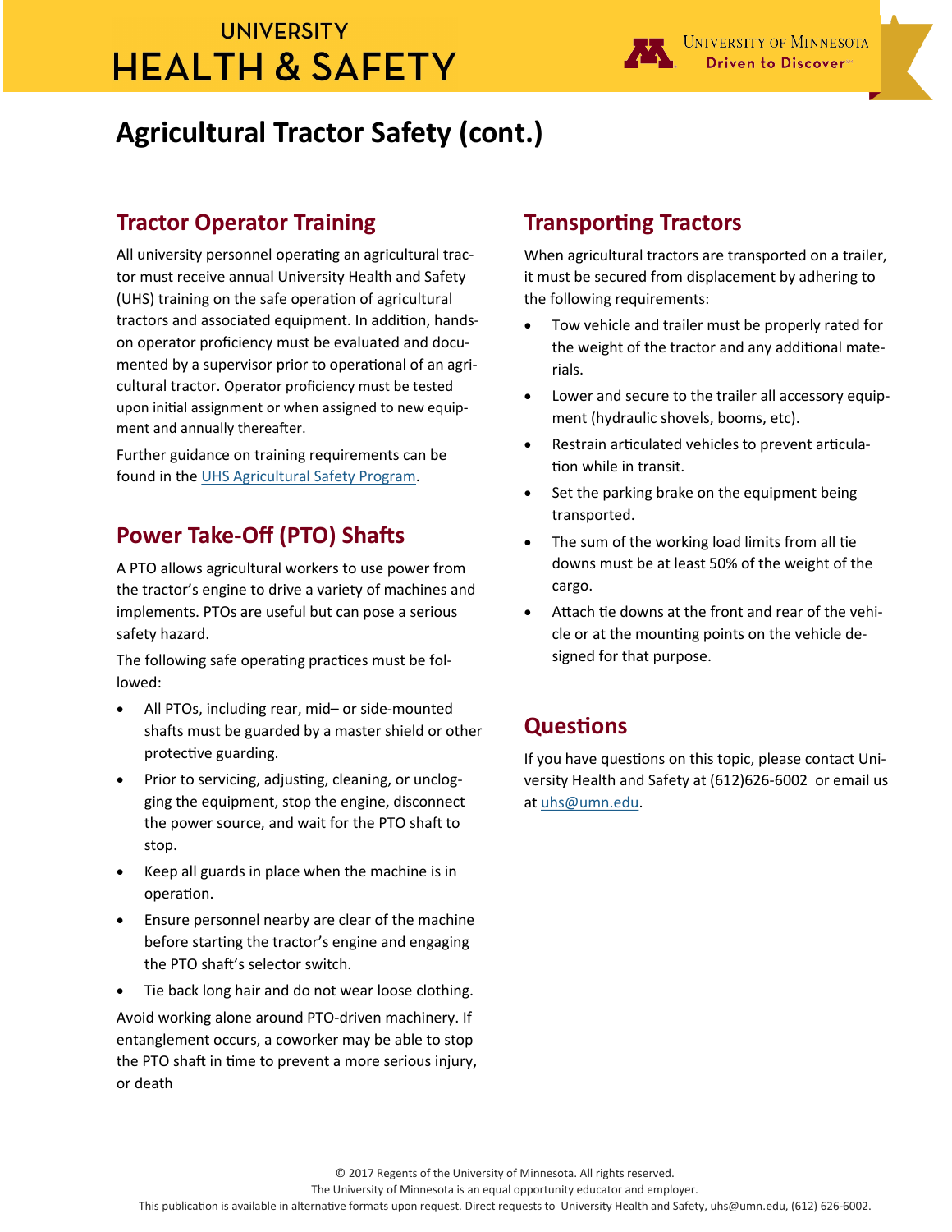# Agricultural Tractor Safety (cont.)

## Tractor Operator Training

All university personnel operating an agricultural tractor must receive annual University Health and Safety (UHS) training on the safe operation of agricultural tractors and associated equipment. In addition, hands-on operator proficiency must be evaluated and documented by a supervisor prior to operational of an agricultural tractor. Operator proficiency must be tested upon initial assignment or when assigned to new equipment and annually thereafter.

Further guidance on training requirements can be found in the UHS Agricultural Safety Program.

## Power Take-Off (PTO) Shafts

A PTO allows agricultural workers to use power from the tractor's engine to drive a variety of machines and implements. PTOs are useful but can pose a serious safety hazard.

The following safe operating practices must be followed:

- All PTOs, including rear, mid– or side-mounted shafts must be guarded by a master shield or other protective guarding.
- Prior to servicing, adjusting, cleaning, or unclogging the equipment, stop the engine, disconnect the power source, and wait for the PTO shaft to stop.
- Keep all guards in place when the machine is in operation.
- Ensure personnel nearby are clear of the machine before starting the tractor's engine and engaging the PTO shaft's selector switch.
- Tie back long hair and do not wear loose clothing.

Avoid working alone around PTO-driven machinery. If entanglement occurs, a coworker may be able to stop the PTO shaft in time to prevent a more serious injury, or death

## Transporting Tractors

When agricultural tractors are transported on a trailer, it must be secured from displacement by adhering to the following requirements:

- Tow vehicle and trailer must be properly rated for the weight of the tractor and any additional materials.
- Lower and secure to the trailer all accessory equipment (hydraulic shovels, booms, etc).
- Restrain articulated vehicles to prevent articulation while in transit.
- Set the parking brake on the equipment being transported.
- The sum of the working load limits from all tie downs must be at least 50% of the weight of the cargo.
- Attach tie downs at the front and rear of the vehicle or at the mounting points on the vehicle designed for that purpose.

## Questions

If you have questions on this topic, please contact University Health and Safety at (612)626-6002 or email us at uhs@umn.edu.

© 2017 Regents of the University of Minnesota. All rights reserved.
The University of Minnesota is an equal opportunity educator and employer.
This publication is available in alternative formats upon request. Direct requests to University Health and Safety, uhs@umn.edu, (612) 626-6002.